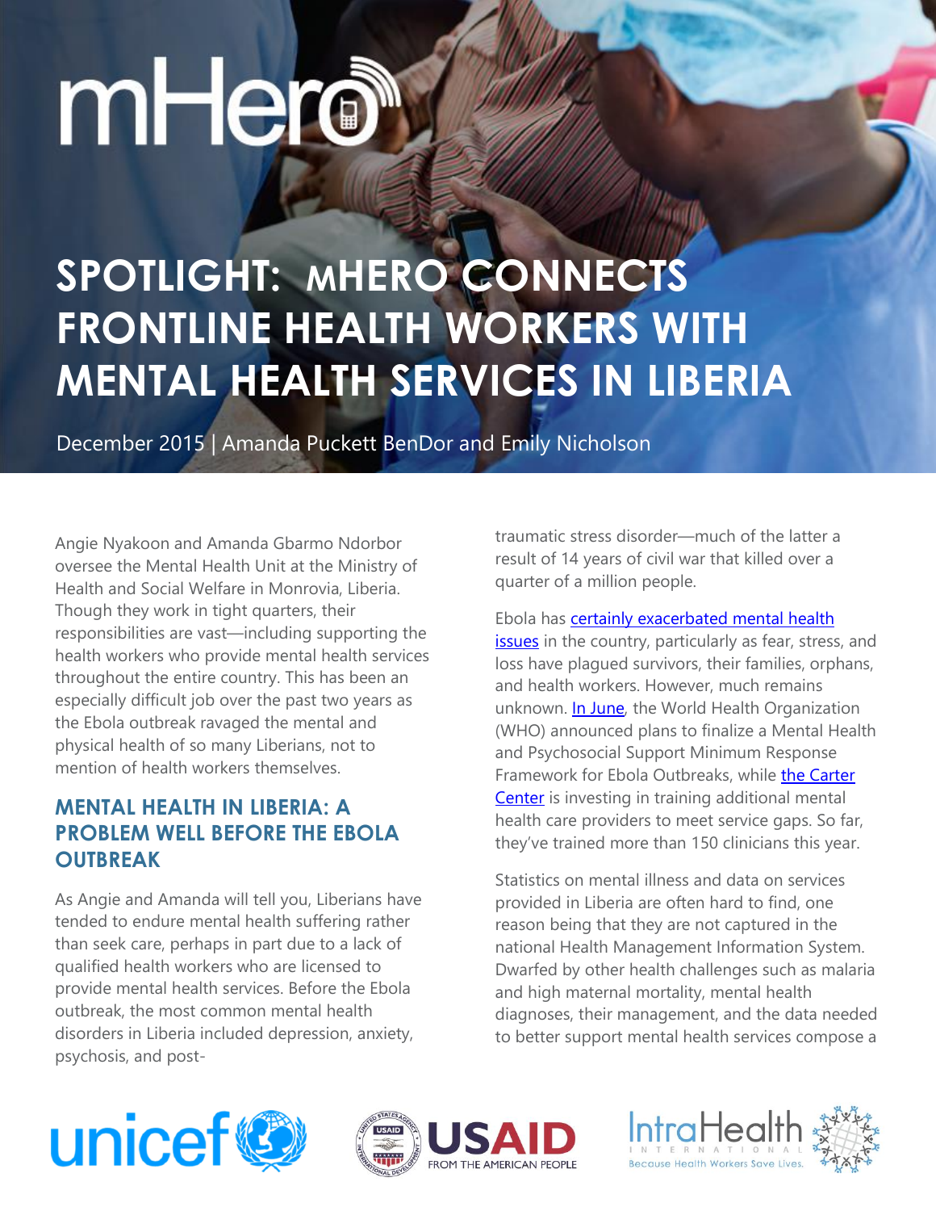mHero

# SPOTLIGHT: mHERO CONNECTS FRONTLINE HEALTH WORKERS WITH MENTAL HEALTH SERVICES IN LIBERIA

December 2015 | Amanda Puckett BenDor and Emily Nicholson

Angie Nyakoon and Amanda Gbarmo Ndorbor oversee the Mental Health Unit at the Ministry of Health and Social Welfare in Monrovia, Liberia. Though they work in tight quarters, their responsibilities are vast—including supporting the health workers who provide mental health services throughout the entire country. This has been an especially difficult job over the past two years as the Ebola outbreak ravaged the mental and physical health of so many Liberians, not to mention of health workers themselves.

## MENTAL HEALTH IN LIBERIA: A PROBLEM WELL BEFORE THE EBOLA OUTBREAK

As Angie and Amanda will tell you, Liberians have tended to endure mental health suffering rather than seek care, perhaps in part due to a lack of qualified health workers who are licensed to provide mental health services. Before the Ebola outbreak, the most common mental health disorders in Liberia included depression, anxiety, psychosis, and post-traumatic stress disorder—much of the latter a result of 14 years of civil war that killed over a quarter of a million people.

Ebola has certainly exacerbated mental health issues in the country, particularly as fear, stress, and loss have plagued survivors, their families, orphans, and health workers. However, much remains unknown. In June, the World Health Organization (WHO) announced plans to finalize a Mental Health and Psychosocial Support Minimum Response Framework for Ebola Outbreaks, while the Carter Center is investing in training additional mental health care providers to meet service gaps. So far, they've trained more than 150 clinicians this year.

Statistics on mental illness and data on services provided in Liberia are often hard to find, one reason being that they are not captured in the national Health Management Information System. Dwarfed by other health challenges such as malaria and high maternal mortality, mental health diagnoses, their management, and the data needed to better support mental health services compose a

unicef | USAID FROM THE AMERICAN PEOPLE | IntraHealth International — Because Health Workers Save Lives.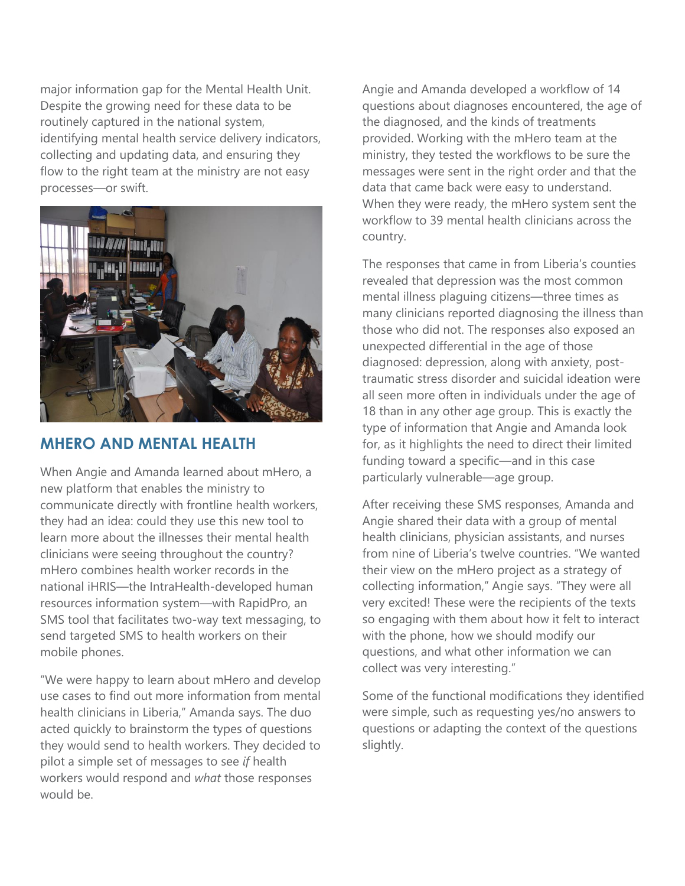major information gap for the Mental Health Unit. Despite the growing need for these data to be routinely captured in the national system, identifying mental health service delivery indicators, collecting and updating data, and ensuring they flow to the right team at the ministry are not easy processes—or swift.

## MHERO AND MENTAL HEALTH

When Angie and Amanda learned about mHero, a new platform that enables the ministry to communicate directly with frontline health workers, they had an idea: could they use this new tool to learn more about the illnesses their mental health clinicians were seeing throughout the country? mHero combines health worker records in the national iHRIS—the IntraHealth-developed human resources information system—with RapidPro, an SMS tool that facilitates two-way text messaging, to send targeted SMS to health workers on their mobile phones.

"We were happy to learn about mHero and develop use cases to find out more information from mental health clinicians in Liberia," Amanda says. The duo acted quickly to brainstorm the types of questions they would send to health workers. They decided to pilot a simple set of messages to see *if* health workers would respond and *what* those responses would be.

Angie and Amanda developed a workflow of 14 questions about diagnoses encountered, the age of the diagnosed, and the kinds of treatments provided. Working with the mHero team at the ministry, they tested the workflows to be sure the messages were sent in the right order and that the data that came back were easy to understand. When they were ready, the mHero system sent the workflow to 39 mental health clinicians across the country.

The responses that came in from Liberia's counties revealed that depression was the most common mental illness plaguing citizens—three times as many clinicians reported diagnosing the illness than those who did not. The responses also exposed an unexpected differential in the age of those diagnosed: depression, along with anxiety, post-traumatic stress disorder and suicidal ideation were all seen more often in individuals under the age of 18 than in any other age group. This is exactly the type of information that Angie and Amanda look for, as it highlights the need to direct their limited funding toward a specific—and in this case particularly vulnerable—age group.

After receiving these SMS responses, Amanda and Angie shared their data with a group of mental health clinicians, physician assistants, and nurses from nine of Liberia's twelve countries. "We wanted their view on the mHero project as a strategy of collecting information," Angie says. "They were all very excited! These were the recipients of the texts so engaging with them about how it felt to interact with the phone, how we should modify our questions, and what other information we can collect was very interesting."

Some of the functional modifications they identified were simple, such as requesting yes/no answers to questions or adapting the context of the questions slightly.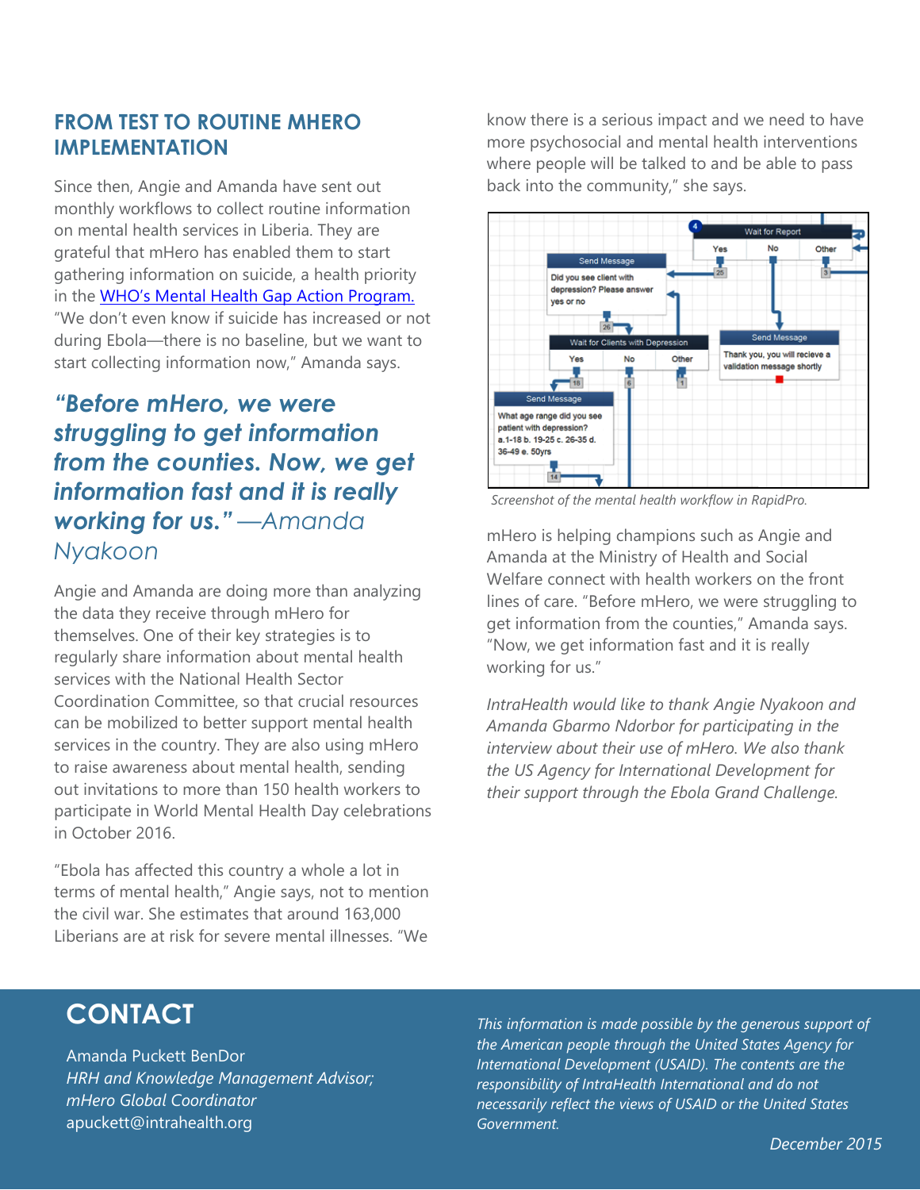## FROM TEST TO ROUTINE MHERO IMPLEMENTATION

Since then, Angie and Amanda have sent out monthly workflows to collect routine information on mental health services in Liberia. They are grateful that mHero has enabled them to start gathering information on suicide, a health priority in the [WHO's Mental Health Gap Action Program.](#) "We don't even know if suicide has increased or not during Ebola—there is no baseline, but we want to start collecting information now," Amanda says.

> ***"Before mHero, we were struggling to get information from the counties. Now, we get information fast and it is really working for us."*** *—Amanda Nyakoon*

Angie and Amanda are doing more than analyzing the data they receive through mHero for themselves. One of their key strategies is to regularly share information about mental health services with the National Health Sector Coordination Committee, so that crucial resources can be mobilized to better support mental health services in the country. They are also using mHero to raise awareness about mental health, sending out invitations to more than 150 health workers to participate in World Mental Health Day celebrations in October 2016.

"Ebola has affected this country a whole a lot in terms of mental health," Angie says, not to mention the civil war. She estimates that around 163,000 Liberians are at risk for severe mental illnesses. "We know there is a serious impact and we need to have more psychosocial and mental health interventions where people will be talked to and be able to pass back into the community," she says.

Wait for Report
Yes
No
Other
25
3
Send Message
Did you see client with depression? Please answer yes or no
26
Wait for Clients with Depression
Yes
No
Other
18
6
1
Send Message
Thank you, you will recieve a validation message shortly
Send Message
What age range did you see patient with depression? a.1-18 b. 19-25 c. 26-35 d. 36-49 e. 50yrs
14

*Screenshot of the mental health workflow in RapidPro.*

mHero is helping champions such as Angie and Amanda at the Ministry of Health and Social Welfare connect with health workers on the front lines of care. "Before mHero, we were struggling to get information from the counties," Amanda says. "Now, we get information fast and it is really working for us."

*IntraHealth would like to thank Angie Nyakoon and Amanda Gbarmo Ndorbor for participating in the interview about their use of mHero. We also thank the US Agency for International Development for their support through the Ebola Grand Challenge.*

## CONTACT

Amanda Puckett BenDor
*HRH and Knowledge Management Advisor; mHero Global Coordinator*
apuckett@intrahealth.org

*This information is made possible by the generous support of the American people through the United States Agency for International Development (USAID). The contents are the responsibility of IntraHealth International and do not necessarily reflect the views of USAID or the United States Government.*

*December 2015*